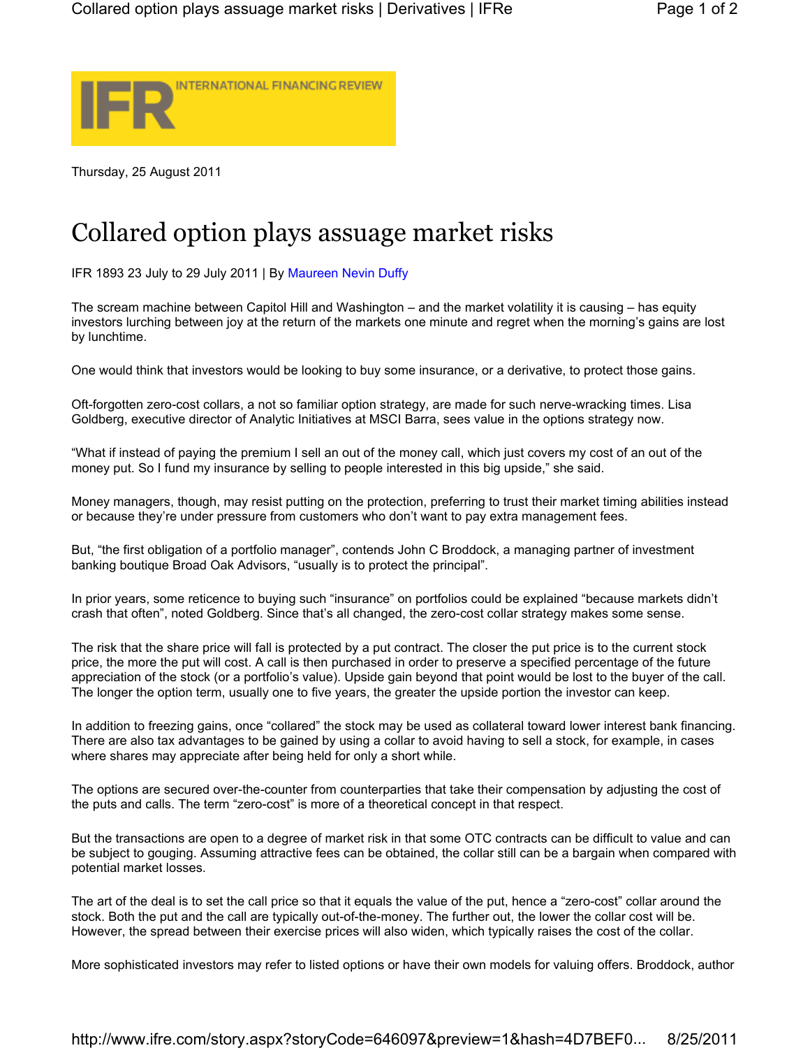Thursday, 25 August 2011

# Collared option plays assuage market risks

IFR 1893 23 July to 29 July 2011 | By Maureen Nevin Duffy

The scream machine between Capitol Hill and Washington – and the market volatility it is causing – has equity investors lurching between joy at the return of the markets one minute and regret when the morning's gains are lost by lunchtime.

One would think that investors would be looking to buy some insurance, or a derivative, to protect those gains.

Oft-forgotten zero-cost collars, a not so familiar option strategy, are made for such nerve-wracking times. Lisa Goldberg, executive director of Analytic Initiatives at MSCI Barra, sees value in the options strategy now.

"What if instead of paying the premium I sell an out of the money call, which just covers my cost of an out of the money put. So I fund my insurance by selling to people interested in this big upside," she said.

Money managers, though, may resist putting on the protection, preferring to trust their market timing abilities instead or because they're under pressure from customers who don't want to pay extra management fees.

But, "the first obligation of a portfolio manager", contends John C Broddock, a managing partner of investment banking boutique Broad Oak Advisors, "usually is to protect the principal".

In prior years, some reticence to buying such "insurance" on portfolios could be explained "because markets didn't crash that often", noted Goldberg. Since that's all changed, the zero-cost collar strategy makes some sense.

The risk that the share price will fall is protected by a put contract. The closer the put price is to the current stock price, the more the put will cost. A call is then purchased in order to preserve a specified percentage of the future appreciation of the stock (or a portfolio's value). Upside gain beyond that point would be lost to the buyer of the call. The longer the option term, usually one to five years, the greater the upside portion the investor can keep.

In addition to freezing gains, once "collared" the stock may be used as collateral toward lower interest bank financing. There are also tax advantages to be gained by using a collar to avoid having to sell a stock, for example, in cases where shares may appreciate after being held for only a short while.

The options are secured over-the-counter from counterparties that take their compensation by adjusting the cost of the puts and calls. The term "zero-cost" is more of a theoretical concept in that respect.

But the transactions are open to a degree of market risk in that some OTC contracts can be difficult to value and can be subject to gouging. Assuming attractive fees can be obtained, the collar still can be a bargain when compared with potential market losses.

The art of the deal is to set the call price so that it equals the value of the put, hence a "zero-cost" collar around the stock. Both the put and the call are typically out-of-the-money. The further out, the lower the collar cost will be. However, the spread between their exercise prices will also widen, which typically raises the cost of the collar.

More sophisticated investors may refer to listed options or have their own models for valuing offers. Broddock, author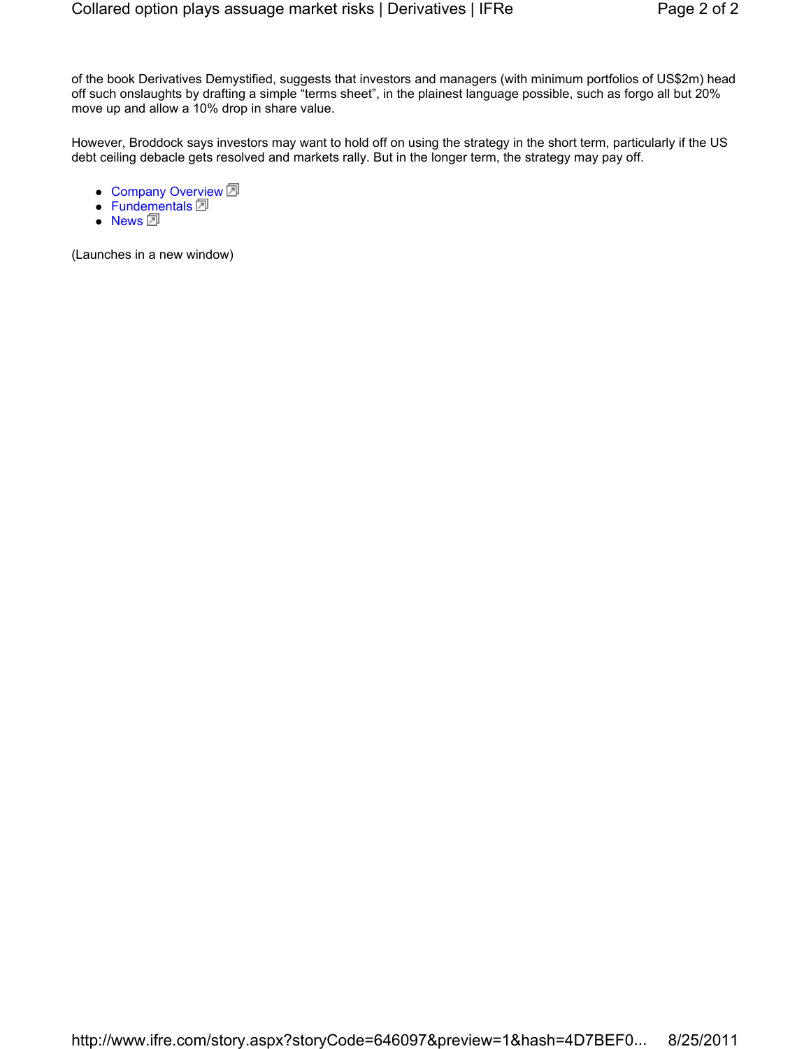of the book Derivatives Demystified, suggests that investors and managers (with minimum portfolios of US$2m) head off such onslaughts by drafting a simple "terms sheet", in the plainest language possible, such as forgo all but 20% move up and allow a 10% drop in share value.

However, Broddock says investors may want to hold off on using the strategy in the short term, particularly if the US debt ceiling debacle gets resolved and markets rally. But in the longer term, the strategy may pay off.

- Company Overview
- Fundementals
- News

(Launches in a new window)